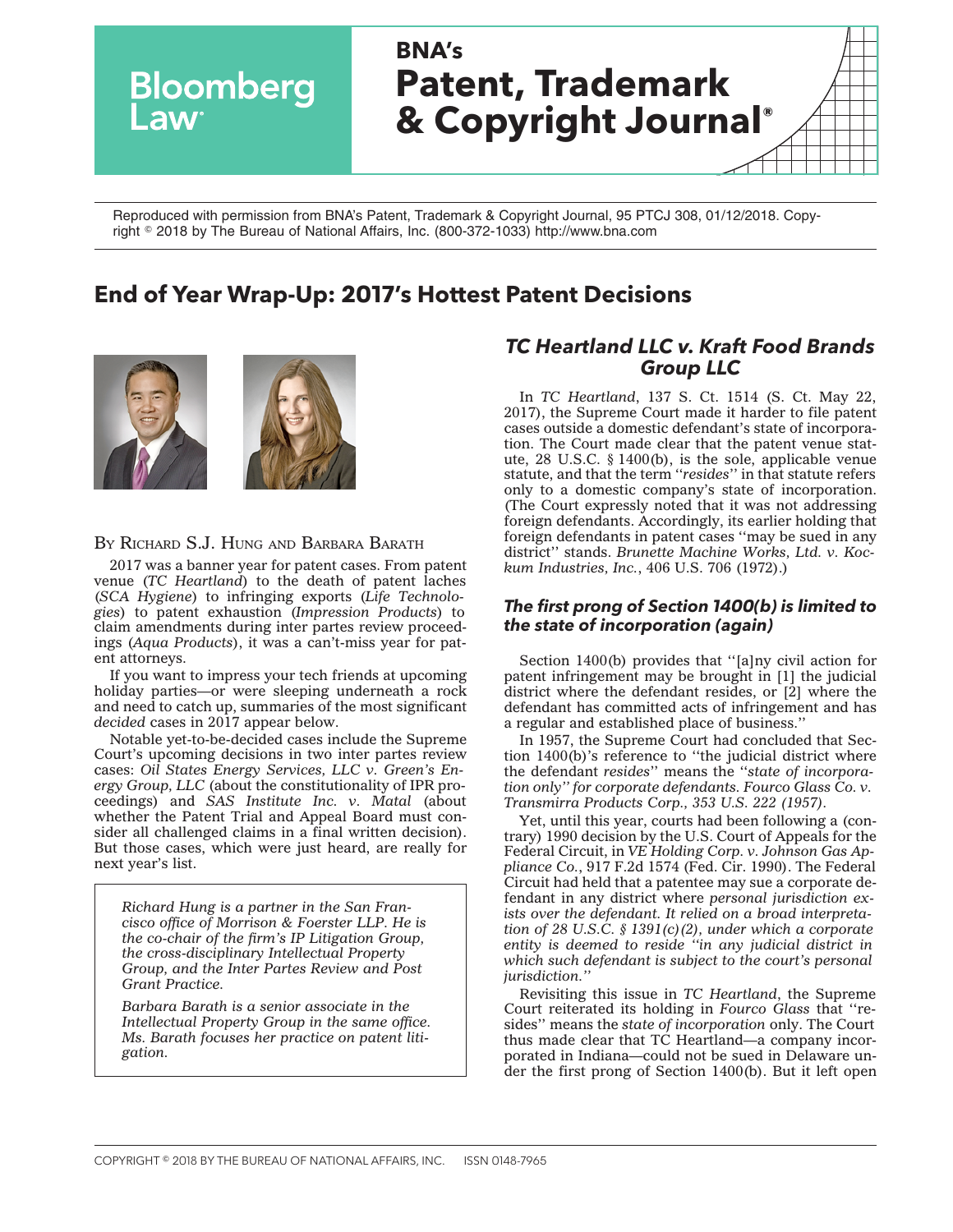BNA's

# Patent, Trademark & Copyright Journal®

Reproduced with permission from BNA's Patent, Trademark & Copyright Journal, 95 PTCJ 308, 01/12/2018. Copyright © 2018 by The Bureau of National Affairs, Inc. (800-372-1033) http://www.bna.com

## End of Year Wrap-Up: 2017's Hottest Patent Decisions

BY RICHARD S.J. HUNG AND BARBARA BARATH

2017 was a banner year for patent cases. From patent venue (*TC Heartland*) to the death of patent laches (*SCA Hygiene*) to infringing exports (*Life Technologies*) to patent exhaustion (*Impression Products*) to claim amendments during inter partes review proceedings (*Aqua Products*), it was a can't-miss year for patent attorneys.

If you want to impress your tech friends at upcoming holiday parties—or were sleeping underneath a rock and need to catch up, summaries of the most significant *decided* cases in 2017 appear below.

Notable yet-to-be-decided cases include the Supreme Court's upcoming decisions in two inter partes review cases: *Oil States Energy Services, LLC v. Green's Energy Group, LLC* (about the constitutionality of IPR proceedings) and *SAS Institute Inc. v. Matal* (about whether the Patent Trial and Appeal Board must consider all challenged claims in a final written decision). But those cases, which were just heard, are really for next year's list.

*Richard Hung is a partner in the San Francisco office of Morrison & Foerster LLP. He is the co-chair of the firm's IP Litigation Group, the cross-disciplinary Intellectual Property Group, and the Inter Partes Review and Post Grant Practice.*

*Barbara Barath is a senior associate in the Intellectual Property Group in the same office. Ms. Barath focuses her practice on patent litigation.*

### *TC Heartland LLC v. Kraft Food Brands Group LLC*

In *TC Heartland*, 137 S. Ct. 1514 (S. Ct. May 22, 2017), the Supreme Court made it harder to file patent cases outside a domestic defendant's state of incorporation. The Court made clear that the patent venue statute, 28 U.S.C. § 1400(b), is the sole, applicable venue statute, and that the term ''*resides*'' in that statute refers only to a domestic company's state of incorporation. (The Court expressly noted that it was not addressing foreign defendants. Accordingly, its earlier holding that foreign defendants in patent cases ''may be sued in any district'' stands. *Brunette Machine Works, Ltd. v. Kockum Industries, Inc.*, 406 U.S. 706 (1972).)

#### *The first prong of Section 1400(b) is limited to the state of incorporation (again)*

Section 1400(b) provides that ''[a]ny civil action for patent infringement may be brought in [1] the judicial district where the defendant resides, or [2] where the defendant has committed acts of infringement and has a regular and established place of business.''

In 1957, the Supreme Court had concluded that Section 1400(b)'s reference to ''the judicial district where the defendant *resides*'' means the ''*state of incorporation only'' for corporate defendants. Fourco Glass Co. v. Transmirra Products Corp., 353 U.S. 222 (1957)*.

Yet, until this year, courts had been following a (contrary) 1990 decision by the U.S. Court of Appeals for the Federal Circuit, in *VE Holding Corp. v. Johnson Gas Appliance Co.*, 917 F.2d 1574 (Fed. Cir. 1990). The Federal Circuit had held that a patentee may sue a corporate defendant in any district where *personal jurisdiction exists over the defendant. It relied on a broad interpretation of 28 U.S.C. § 1391(c)(2), under which a corporate entity is deemed to reside ''in any judicial district in which such defendant is subject to the court's personal jurisdiction.''*

Revisiting this issue in *TC Heartland*, the Supreme Court reiterated its holding in *Fourco Glass* that ''resides'' means the *state of incorporation* only. The Court thus made clear that TC Heartland—a company incorporated in Indiana—could not be sued in Delaware under the first prong of Section 1400(b). But it left open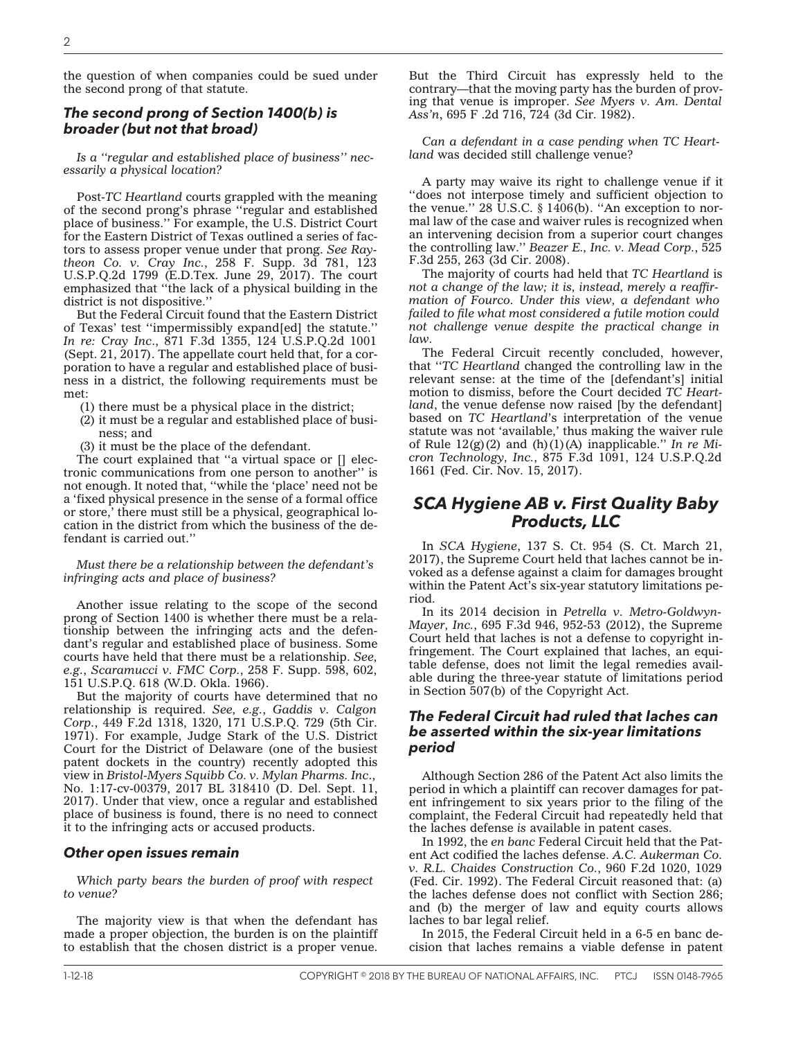the question of when companies could be sued under the second prong of that statute.

### *The second prong of Section 1400(b) is broader (but not that broad)*

*Is a ''regular and established place of business'' necessarily a physical location?*

Post-*TC Heartland* courts grappled with the meaning of the second prong's phrase ''regular and established place of business.'' For example, the U.S. District Court for the Eastern District of Texas outlined a series of factors to assess proper venue under that prong. *See Raytheon Co. v. Cray Inc.*, 258 F. Supp. 3d 781, 123 U.S.P.Q.2d 1799 (E.D.Tex. June 29, 2017). The court emphasized that ''the lack of a physical building in the district is not dispositive.''

But the Federal Circuit found that the Eastern District of Texas' test ''impermissibly expand[ed] the statute.'' *In re: Cray Inc*., 871 F.3d 1355, 124 U.S.P.Q.2d 1001 (Sept. 21, 2017). The appellate court held that, for a corporation to have a regular and established place of business in a district, the following requirements must be met:

(1) there must be a physical place in the district;
(2) it must be a regular and established place of business; and
(3) it must be the place of the defendant.

The court explained that ''a virtual space or [] electronic communications from one person to another'' is not enough. It noted that, ''while the 'place' need not be a 'fixed physical presence in the sense of a formal office or store,' there must still be a physical, geographical location in the district from which the business of the defendant is carried out.''

*Must there be a relationship between the defendant's infringing acts and place of business?*

Another issue relating to the scope of the second prong of Section 1400 is whether there must be a relationship between the infringing acts and the defendant's regular and established place of business. Some courts have held that there must be a relationship. *See, e.g.*, *Scaramucci v. FMC Corp.*, 258 F. Supp. 598, 602, 151 U.S.P.Q. 618 (W.D. Okla. 1966).

But the majority of courts have determined that no relationship is required. *See, e.g.*, *Gaddis v. Calgon Corp.*, 449 F.2d 1318, 1320, 171 U.S.P.Q. 729 (5th Cir. 1971). For example, Judge Stark of the U.S. District Court for the District of Delaware (one of the busiest patent dockets in the country) recently adopted this view in *Bristol-Myers Squibb Co. v. Mylan Pharms. Inc*., No. 1:17-cv-00379, 2017 BL 318410 (D. Del. Sept. 11, 2017). Under that view, once a regular and established place of business is found, there is no need to connect it to the infringing acts or accused products.

### *Other open issues remain*

*Which party bears the burden of proof with respect to venue?*

The majority view is that when the defendant has made a proper objection, the burden is on the plaintiff to establish that the chosen district is a proper venue. But the Third Circuit has expressly held to the contrary—that the moving party has the burden of proving that venue is improper. *See Myers v. Am. Dental Ass'n*, 695 F .2d 716, 724 (3d Cir. 1982).

*Can a defendant in a case pending when TC Heartland was decided still challenge venue?*

A party may waive its right to challenge venue if it ''does not interpose timely and sufficient objection to the venue.'' 28 U.S.C. § 1406(b). ''An exception to normal law of the case and waiver rules is recognized when an intervening decision from a superior court changes the controlling law.'' *Beazer E., Inc. v. Mead Corp.*, 525 F.3d 255, 263 (3d Cir. 2008).

The majority of courts had held that *TC Heartland is not a change of the law; it is, instead, merely a reaffirmation of Fourco. Under this view, a defendant who failed to file what most considered a futile motion could not challenge venue despite the practical change in law.*

The Federal Circuit recently concluded, however, that ''*TC Heartland* changed the controlling law in the relevant sense: at the time of the [defendant's] initial motion to dismiss, before the Court decided *TC Heartland*, the venue defense now raised [by the defendant] based on *TC Heartland*'s interpretation of the venue statute was not 'available,' thus making the waiver rule of Rule 12(g)(2) and (h)(1)(A) inapplicable.'' *In re Micron Technology, Inc.*, 875 F.3d 1091, 124 U.S.P.Q.2d 1661 (Fed. Cir. Nov. 15, 2017).

## *SCA Hygiene AB v. First Quality Baby Products, LLC*

In *SCA Hygiene*, 137 S. Ct. 954 (S. Ct. March 21, 2017), the Supreme Court held that laches cannot be invoked as a defense against a claim for damages brought within the Patent Act's six-year statutory limitations period.

In its 2014 decision in *Petrella v. Metro-Goldwyn-Mayer, Inc.*, 695 F.3d 946, 952-53 (2012), the Supreme Court held that laches is not a defense to copyright infringement. The Court explained that laches, an equitable defense, does not limit the legal remedies available during the three-year statute of limitations period in Section 507(b) of the Copyright Act.

### *The Federal Circuit had ruled that laches can be asserted within the six-year limitations period*

Although Section 286 of the Patent Act also limits the period in which a plaintiff can recover damages for patent infringement to six years prior to the filing of the complaint, the Federal Circuit had repeatedly held that the laches defense *is* available in patent cases.

In 1992, the *en banc* Federal Circuit held that the Patent Act codified the laches defense. *A.C. Aukerman Co. v. R.L. Chaides Construction Co.*, 960 F.2d 1020, 1029 (Fed. Cir. 1992). The Federal Circuit reasoned that: (a) the laches defense does not conflict with Section 286; and (b) the merger of law and equity courts allows laches to bar legal relief.

In 2015, the Federal Circuit held in a 6-5 en banc decision that laches remains a viable defense in patent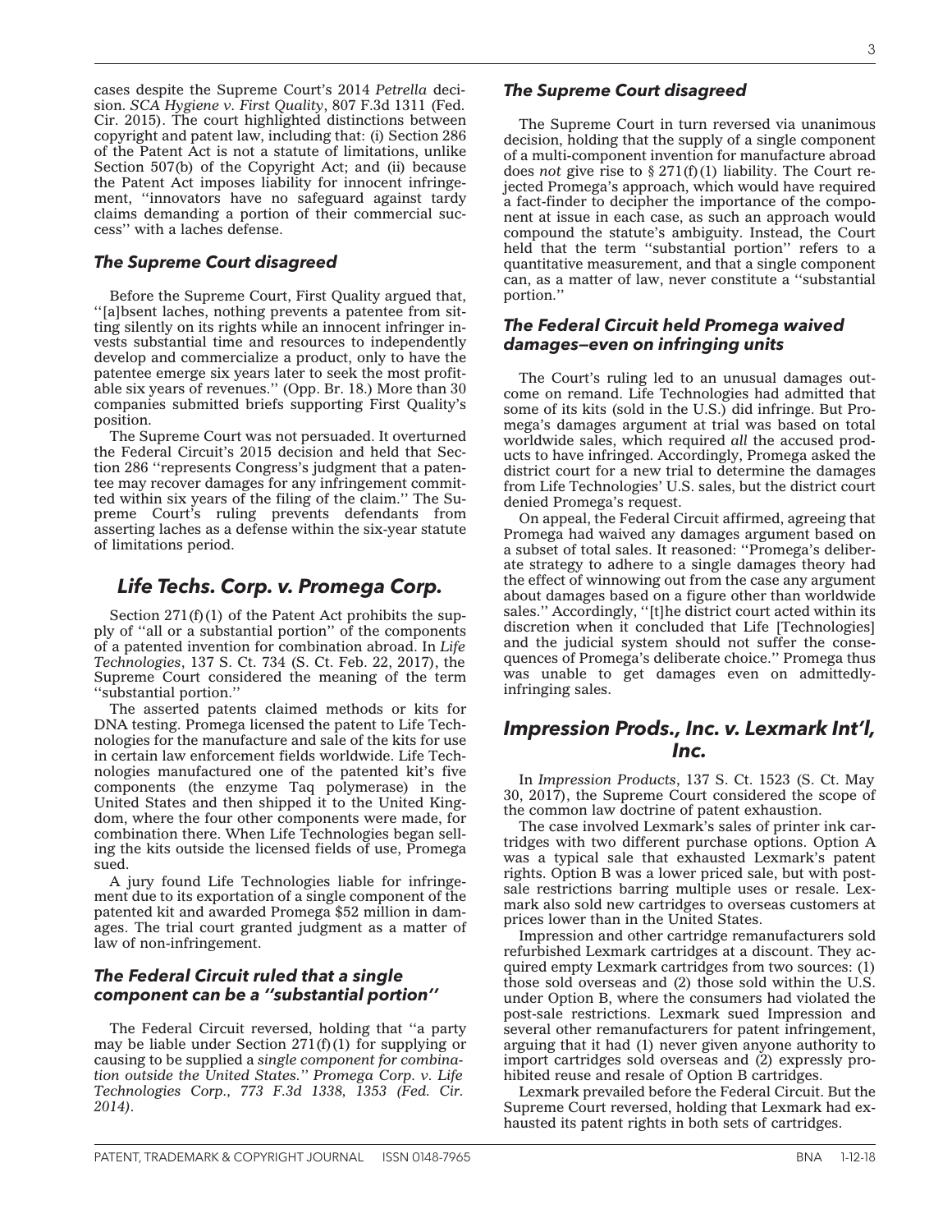cases despite the Supreme Court's 2014 *Petrella* decision. *SCA Hygiene v. First Quality*, 807 F.3d 1311 (Fed. Cir. 2015). The court highlighted distinctions between copyright and patent law, including that: (i) Section 286 of the Patent Act is not a statute of limitations, unlike Section 507(b) of the Copyright Act; and (ii) because the Patent Act imposes liability for innocent infringement, ''innovators have no safeguard against tardy claims demanding a portion of their commercial success'' with a laches defense.

### *The Supreme Court disagreed*

Before the Supreme Court, First Quality argued that, ''[a]bsent laches, nothing prevents a patentee from sitting silently on its rights while an innocent infringer invests substantial time and resources to independently develop and commercialize a product, only to have the patentee emerge six years later to seek the most profitable six years of revenues.'' (Opp. Br. 18.) More than 30 companies submitted briefs supporting First Quality's position.

The Supreme Court was not persuaded. It overturned the Federal Circuit's 2015 decision and held that Section 286 ''represents Congress's judgment that a patentee may recover damages for any infringement committed within six years of the filing of the claim.'' The Supreme Court's ruling prevents defendants from asserting laches as a defense within the six-year statute of limitations period.

## *Life Techs. Corp. v. Promega Corp.*

Section 271(f)(1) of the Patent Act prohibits the supply of ''all or a substantial portion'' of the components of a patented invention for combination abroad. In *Life Technologies*, 137 S. Ct. 734 (S. Ct. Feb. 22, 2017), the Supreme Court considered the meaning of the term ''substantial portion.''

The asserted patents claimed methods or kits for DNA testing. Promega licensed the patent to Life Technologies for the manufacture and sale of the kits for use in certain law enforcement fields worldwide. Life Technologies manufactured one of the patented kit's five components (the enzyme Taq polymerase) in the United States and then shipped it to the United Kingdom, where the four other components were made, for combination there. When Life Technologies began selling the kits outside the licensed fields of use, Promega sued.

A jury found Life Technologies liable for infringement due to its exportation of a single component of the patented kit and awarded Promega $52 million in damages. The trial court granted judgment as a matter of law of non-infringement.

### *The Federal Circuit ruled that a single component can be a ''substantial portion''*

The Federal Circuit reversed, holding that ''a party may be liable under Section 271(f)(1) for supplying or causing to be supplied a *single component for combination outside the United States.'' Promega Corp. v. Life Technologies Corp., 773 F.3d 1338, 1353 (Fed. Cir. 2014)*.

### *The Supreme Court disagreed*

The Supreme Court in turn reversed via unanimous decision, holding that the supply of a single component of a multi-component invention for manufacture abroad does *not* give rise to § 271(f)(1) liability. The Court rejected Promega's approach, which would have required a fact-finder to decipher the importance of the component at issue in each case, as such an approach would compound the statute's ambiguity. Instead, the Court held that the term ''substantial portion'' refers to a quantitative measurement, and that a single component can, as a matter of law, never constitute a ''substantial portion.''

### *The Federal Circuit held Promega waived damages—even on infringing units*

The Court's ruling led to an unusual damages outcome on remand. Life Technologies had admitted that some of its kits (sold in the U.S.) did infringe. But Promega's damages argument at trial was based on total worldwide sales, which required *all* the accused products to have infringed. Accordingly, Promega asked the district court for a new trial to determine the damages from Life Technologies' U.S. sales, but the district court denied Promega's request.

On appeal, the Federal Circuit affirmed, agreeing that Promega had waived any damages argument based on a subset of total sales. It reasoned: ''Promega's deliberate strategy to adhere to a single damages theory had the effect of winnowing out from the case any argument about damages based on a figure other than worldwide sales.'' Accordingly, ''[t]he district court acted within its discretion when it concluded that Life [Technologies] and the judicial system should not suffer the consequences of Promega's deliberate choice.'' Promega thus was unable to get damages even on admittedly-infringing sales.

## *Impression Prods., Inc. v. Lexmark Int'l, Inc.*

In *Impression Products*, 137 S. Ct. 1523 (S. Ct. May 30, 2017), the Supreme Court considered the scope of the common law doctrine of patent exhaustion.

The case involved Lexmark's sales of printer ink cartridges with two different purchase options. Option A was a typical sale that exhausted Lexmark's patent rights. Option B was a lower priced sale, but with post-sale restrictions barring multiple uses or resale. Lexmark also sold new cartridges to overseas customers at prices lower than in the United States.

Impression and other cartridge remanufacturers sold refurbished Lexmark cartridges at a discount. They acquired empty Lexmark cartridges from two sources: (1) those sold overseas and (2) those sold within the U.S. under Option B, where the consumers had violated the post-sale restrictions. Lexmark sued Impression and several other remanufacturers for patent infringement, arguing that it had (1) never given anyone authority to import cartridges sold overseas and (2) expressly prohibited reuse and resale of Option B cartridges.

Lexmark prevailed before the Federal Circuit. But the Supreme Court reversed, holding that Lexmark had exhausted its patent rights in both sets of cartridges.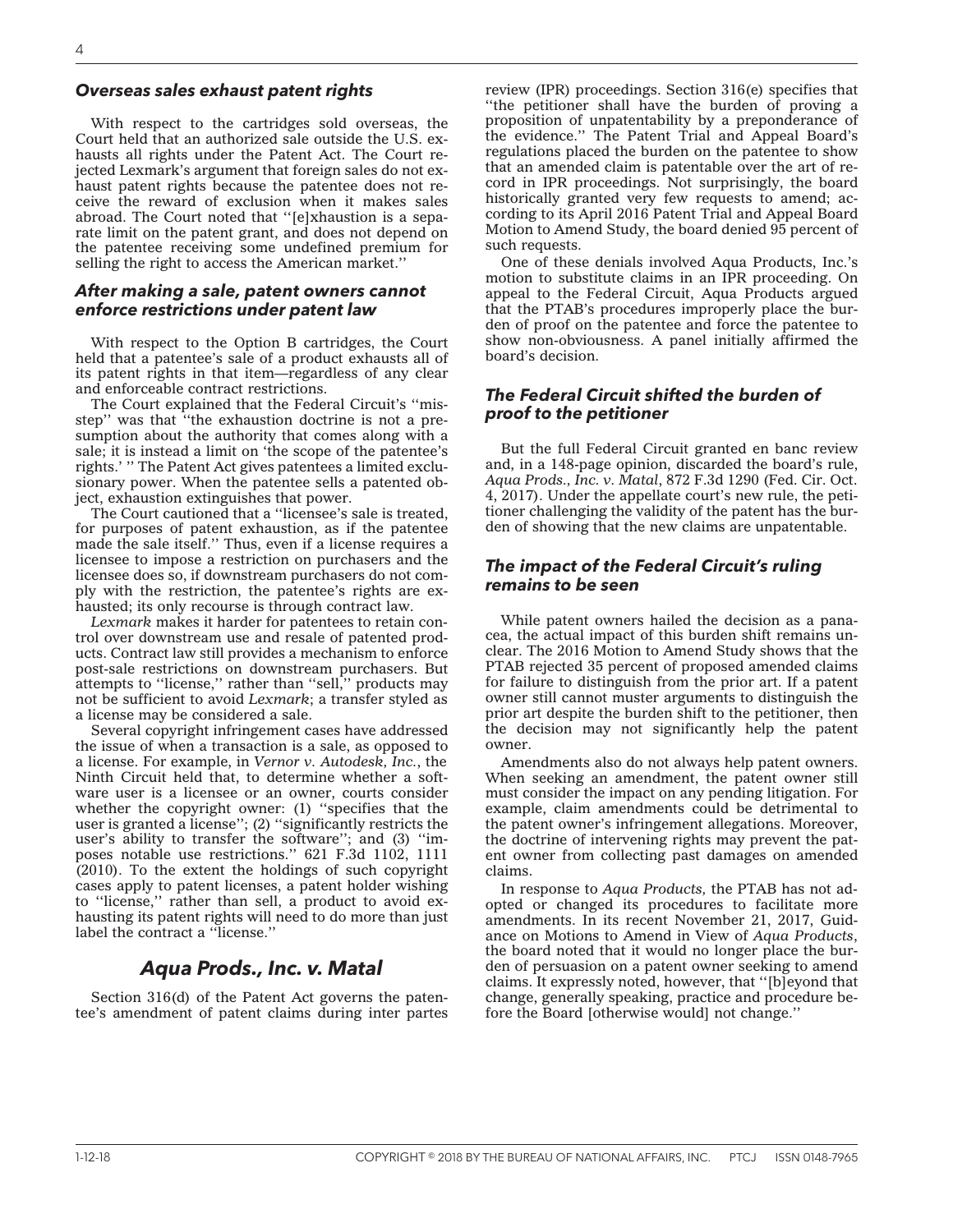### *Overseas sales exhaust patent rights*

With respect to the cartridges sold overseas, the Court held that an authorized sale outside the U.S. exhausts all rights under the Patent Act. The Court rejected Lexmark's argument that foreign sales do not exhaust patent rights because the patentee does not receive the reward of exclusion when it makes sales abroad. The Court noted that ''[e]xhaustion is a separate limit on the patent grant, and does not depend on the patentee receiving some undefined premium for selling the right to access the American market.''

### *After making a sale, patent owners cannot enforce restrictions under patent law*

With respect to the Option B cartridges, the Court held that a patentee's sale of a product exhausts all of its patent rights in that item—regardless of any clear and enforceable contract restrictions.

The Court explained that the Federal Circuit's ''misstep'' was that ''the exhaustion doctrine is not a presumption about the authority that comes along with a sale; it is instead a limit on 'the scope of the patentee's rights.' '' The Patent Act gives patentees a limited exclusionary power. When the patentee sells a patented object, exhaustion extinguishes that power.

The Court cautioned that a ''licensee's sale is treated, for purposes of patent exhaustion, as if the patentee made the sale itself.'' Thus, even if a license requires a licensee to impose a restriction on purchasers and the licensee does so, if downstream purchasers do not comply with the restriction, the patentee's rights are exhausted; its only recourse is through contract law.

*Lexmark* makes it harder for patentees to retain control over downstream use and resale of patented products. Contract law still provides a mechanism to enforce post-sale restrictions on downstream purchasers. But attempts to ''license,'' rather than ''sell,'' products may not be sufficient to avoid *Lexmark*; a transfer styled as a license may be considered a sale.

Several copyright infringement cases have addressed the issue of when a transaction is a sale, as opposed to a license. For example, in *Vernor v. Autodesk, Inc.*, the Ninth Circuit held that, to determine whether a software user is a licensee or an owner, courts consider whether the copyright owner: (1) ''specifies that the user is granted a license''; (2) ''significantly restricts the user's ability to transfer the software''; and (3) ''imposes notable use restrictions.'' 621 F.3d 1102, 1111 (2010). To the extent the holdings of such copyright cases apply to patent licenses, a patent holder wishing to ''license,'' rather than sell, a product to avoid exhausting its patent rights will need to do more than just label the contract a ''license.''

## *Aqua Prods., Inc. v. Matal*

Section 316(d) of the Patent Act governs the patentee's amendment of patent claims during inter partes review (IPR) proceedings. Section 316(e) specifies that ''the petitioner shall have the burden of proving a proposition of unpatentability by a preponderance of the evidence.'' The Patent Trial and Appeal Board's regulations placed the burden on the patentee to show that an amended claim is patentable over the art of record in IPR proceedings. Not surprisingly, the board historically granted very few requests to amend; according to its April 2016 Patent Trial and Appeal Board Motion to Amend Study, the board denied 95 percent of such requests.

One of these denials involved Aqua Products, Inc.'s motion to substitute claims in an IPR proceeding. On appeal to the Federal Circuit, Aqua Products argued that the PTAB's procedures improperly place the burden of proof on the patentee and force the patentee to show non-obviousness. A panel initially affirmed the board's decision.

### *The Federal Circuit shifted the burden of proof to the petitioner*

But the full Federal Circuit granted en banc review and, in a 148-page opinion, discarded the board's rule, *Aqua Prods., Inc. v. Matal*, 872 F.3d 1290 (Fed. Cir. Oct. 4, 2017). Under the appellate court's new rule, the petitioner challenging the validity of the patent has the burden of showing that the new claims are unpatentable.

### *The impact of the Federal Circuit's ruling remains to be seen*

While patent owners hailed the decision as a panacea, the actual impact of this burden shift remains unclear. The 2016 Motion to Amend Study shows that the PTAB rejected 35 percent of proposed amended claims for failure to distinguish from the prior art. If a patent owner still cannot muster arguments to distinguish the prior art despite the burden shift to the petitioner, then the decision may not significantly help the patent owner.

Amendments also do not always help patent owners. When seeking an amendment, the patent owner still must consider the impact on any pending litigation. For example, claim amendments could be detrimental to the patent owner's infringement allegations. Moreover, the doctrine of intervening rights may prevent the patent owner from collecting past damages on amended claims.

In response to *Aqua Products,* the PTAB has not adopted or changed its procedures to facilitate more amendments. In its recent November 21, 2017, Guidance on Motions to Amend in View of *Aqua Products*, the board noted that it would no longer place the burden of persuasion on a patent owner seeking to amend claims. It expressly noted, however, that ''[b]eyond that change, generally speaking, practice and procedure before the Board [otherwise would] not change.''